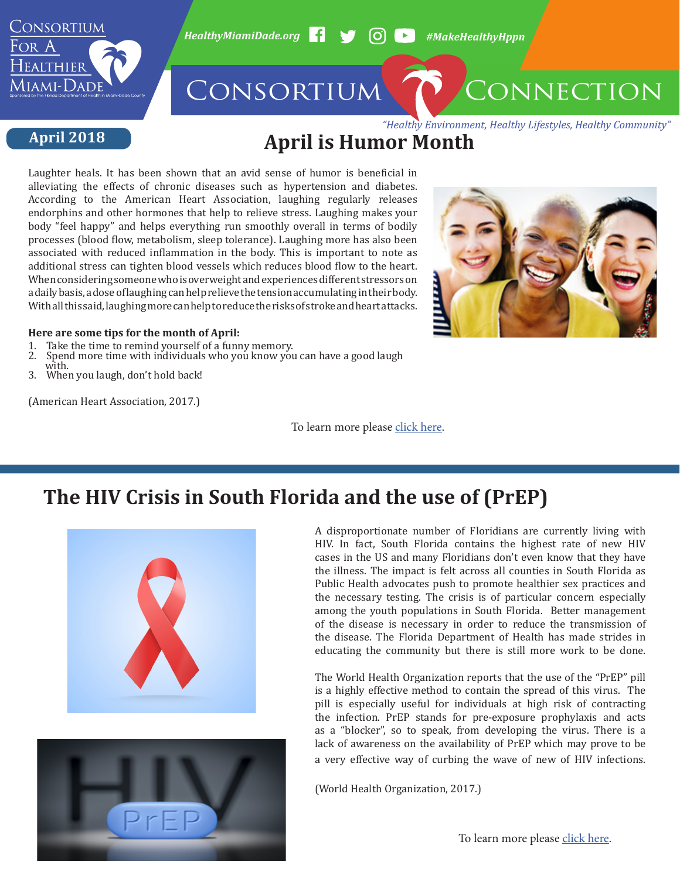Consortium For A Healthier Miami-Dade

Sponsored by the Florida Department of Health in Miami-Dade County

HealthyMiamiDade.org #MakeHealthyHppn

# Consortium Connection

*"Healthy Environment, Healthy Lifestyles, Healthy Community"*

**April 2018**

## April is Humor Month

Laughter heals. It has been shown that an avid sense of humor is beneficial in alleviating the effects of chronic diseases such as hypertension and diabetes. According to the American Heart Association, laughing regularly releases endorphins and other hormones that help to relieve stress. Laughing makes your body "feel happy" and helps everything run smoothly overall in terms of bodily processes (blood flow, metabolism, sleep tolerance). Laughing more has also been associated with reduced inflammation in the body. This is important to note as additional stress can tighten blood vessels which reduces blood flow to the heart. When considering someone who is overweight and experiences different stressors on a daily basis, a dose of laughing can help relieve the tension accumulating in their body. With all this said, laughing more can help to reduce the risks of stroke and heart attacks.

**Here are some tips for the month of April:**

1. Take the time to remind yourself of a funny memory.
2. Spend more time with individuals who you know you can have a good laugh with.
3. When you laugh, don't hold back!

(American Heart Association, 2017.)

To learn more please click here.

## The HIV Crisis in South Florida and the use of (PrEP)

A disproportionate number of Floridians are currently living with HIV. In fact, South Florida contains the highest rate of new HIV cases in the US and many Floridians don't even know that they have the illness. The impact is felt across all counties in South Florida as Public Health advocates push to promote healthier sex practices and the necessary testing. The crisis is of particular concern especially among the youth populations in South Florida. Better management of the disease is necessary in order to reduce the transmission of the disease. The Florida Department of Health has made strides in educating the community but there is still more work to be done.

The World Health Organization reports that the use of the "PrEP" pill is a highly effective method to contain the spread of this virus. The pill is especially useful for individuals at high risk of contracting the infection. PrEP stands for pre-exposure prophylaxis and acts as a "blocker", so to speak, from developing the virus. There is a lack of awareness on the availability of PrEP which may prove to be a very effective way of curbing the wave of new of HIV infections.

(World Health Organization, 2017.)

To learn more please click here.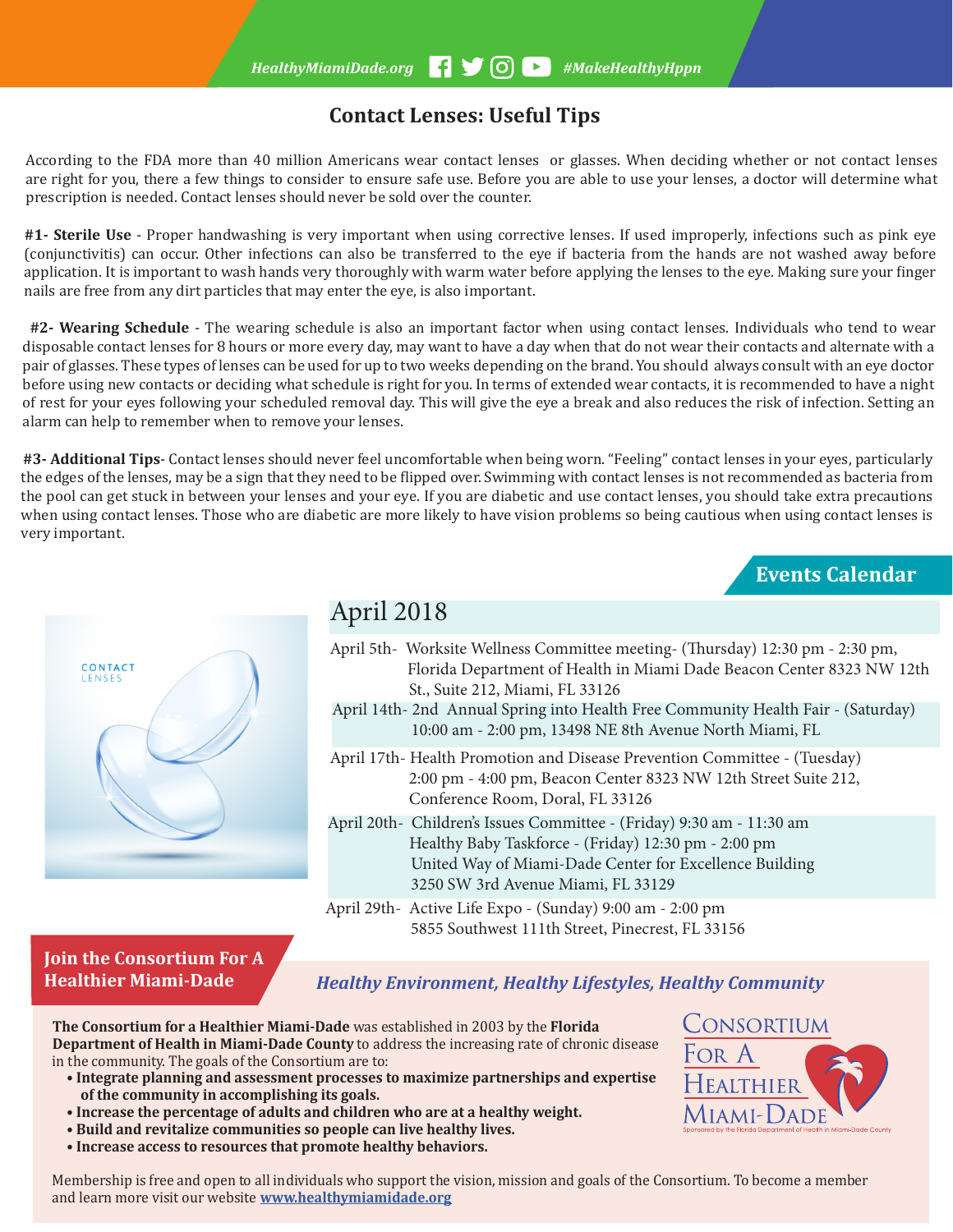HealthyMiamiDade.org #MakeHealthyHppn

# Contact Lenses: Useful Tips

According to the FDA more than 40 million Americans wear contact lenses or glasses. When deciding whether or not contact lenses are right for you, there a few things to consider to ensure safe use. Before you are able to use your lenses, a doctor will determine what prescription is needed. Contact lenses should never be sold over the counter.

**#1- Sterile Use** - Proper handwashing is very important when using corrective lenses. If used improperly, infections such as pink eye (conjunctivitis) can occur. Other infections can also be transferred to the eye if bacteria from the hands are not washed away before application. It is important to wash hands very thoroughly with warm water before applying the lenses to the eye. Making sure your finger nails are free from any dirt particles that may enter the eye, is also important.

**#2- Wearing Schedule** - The wearing schedule is also an important factor when using contact lenses. Individuals who tend to wear disposable contact lenses for 8 hours or more every day, may want to have a day when that do not wear their contacts and alternate with a pair of glasses. These types of lenses can be used for up to two weeks depending on the brand. You should always consult with an eye doctor before using new contacts or deciding what schedule is right for you. In terms of extended wear contacts, it is recommended to have a night of rest for your eyes following your scheduled removal day. This will give the eye a break and also reduces the risk of infection. Setting an alarm can help to remember when to remove your lenses.

**#3- Additional Tips**- Contact lenses should never feel uncomfortable when being worn. "Feeling" contact lenses in your eyes, particularly the edges of the lenses, may be a sign that they need to be flipped over. Swimming with contact lenses is not recommended as bacteria from the pool can get stuck in between your lenses and your eye. If you are diabetic and use contact lenses, you should take extra precautions when using contact lenses. Those who are diabetic are more likely to have vision problems so being cautious when using contact lenses is very important.

## Events Calendar

### April 2018

April 5th- Worksite Wellness Committee meeting- (Thursday) 12:30 pm - 2:30 pm, Florida Department of Health in Miami Dade Beacon Center 8323 NW 12th St., Suite 212, Miami, FL 33126

April 14th- 2nd Annual Spring into Health Free Community Health Fair - (Saturday) 10:00 am - 2:00 pm, 13498 NE 8th Avenue North Miami, FL

April 17th- Health Promotion and Disease Prevention Committee - (Tuesday) 2:00 pm - 4:00 pm, Beacon Center 8323 NW 12th Street Suite 212, Conference Room, Doral, FL 33126

April 20th- Children's Issues Committee - (Friday) 9:30 am - 11:30 am
Healthy Baby Taskforce - (Friday) 12:30 pm - 2:00 pm
United Way of Miami-Dade Center for Excellence Building
3250 SW 3rd Avenue Miami, FL 33129

April 29th- Active Life Expo - (Sunday) 9:00 am - 2:00 pm
5855 Southwest 111th Street, Pinecrest, FL 33156

## Join the Consortium For A Healthier Miami-Dade

*Healthy Environment, Healthy Lifestyles, Healthy Community*

**The Consortium for a Healthier Miami-Dade** was established in 2003 by the **Florida Department of Health in Miami-Dade County** to address the increasing rate of chronic disease in the community. The goals of the Consortium are to:

- **Integrate planning and assessment processes to maximize partnerships and expertise of the community in accomplishing its goals.**
- **Increase the percentage of adults and children who are at a healthy weight.**
- **Build and revitalize communities so people can live healthy lives.**
- **Increase access to resources that promote healthy behaviors.**

Consortium For A Healthier Miami-Dade
Sponsored by the Florida Department of Health in Miami-Dade County

Membership is free and open to all individuals who support the vision, mission and goals of the Consortium. To become a member and learn more visit our website www.healthymiamidade.org